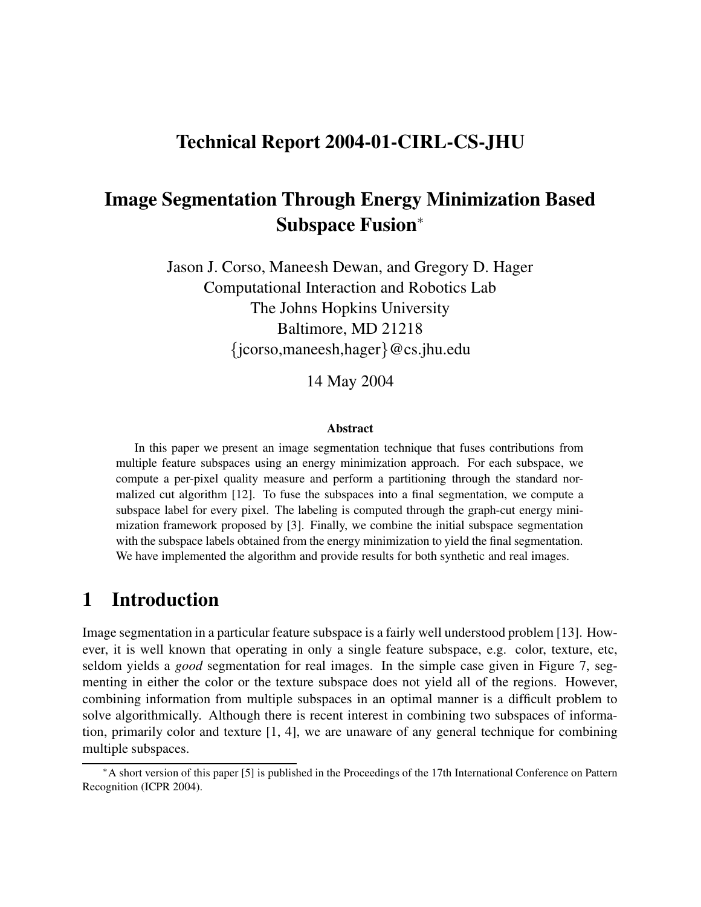# Technical Report 2004-01-CIRL-CS-JHU

# Image Segmentation Through Energy Minimization Based Subspace Fusion*

Jason J. Corso, Maneesh Dewan, and Gregory D. Hager
Computational Interaction and Robotics Lab
The Johns Hopkins University
Baltimore, MD 21218
{jcorso,maneesh,hager}@cs.jhu.edu

14 May 2004

### Abstract

In this paper we present an image segmentation technique that fuses contributions from multiple feature subspaces using an energy minimization approach. For each subspace, we compute a per-pixel quality measure and perform a partitioning through the standard normalized cut algorithm [12]. To fuse the subspaces into a final segmentation, we compute a subspace label for every pixel. The labeling is computed through the graph-cut energy minimization framework proposed by [3]. Finally, we combine the initial subspace segmentation with the subspace labels obtained from the energy minimization to yield the final segmentation. We have implemented the algorithm and provide results for both synthetic and real images.

## 1 Introduction

Image segmentation in a particular feature subspace is a fairly well understood problem [13]. However, it is well known that operating in only a single feature subspace, e.g. color, texture, etc, seldom yields a *good* segmentation for real images. In the simple case given in Figure 7, segmenting in either the color or the texture subspace does not yield all of the regions. However, combining information from multiple subspaces in an optimal manner is a difficult problem to solve algorithmically. Although there is recent interest in combining two subspaces of information, primarily color and texture [1, 4], we are unaware of any general technique for combining multiple subspaces.

*A short version of this paper [5] is published in the Proceedings of the 17th International Conference on Pattern Recognition (ICPR 2004).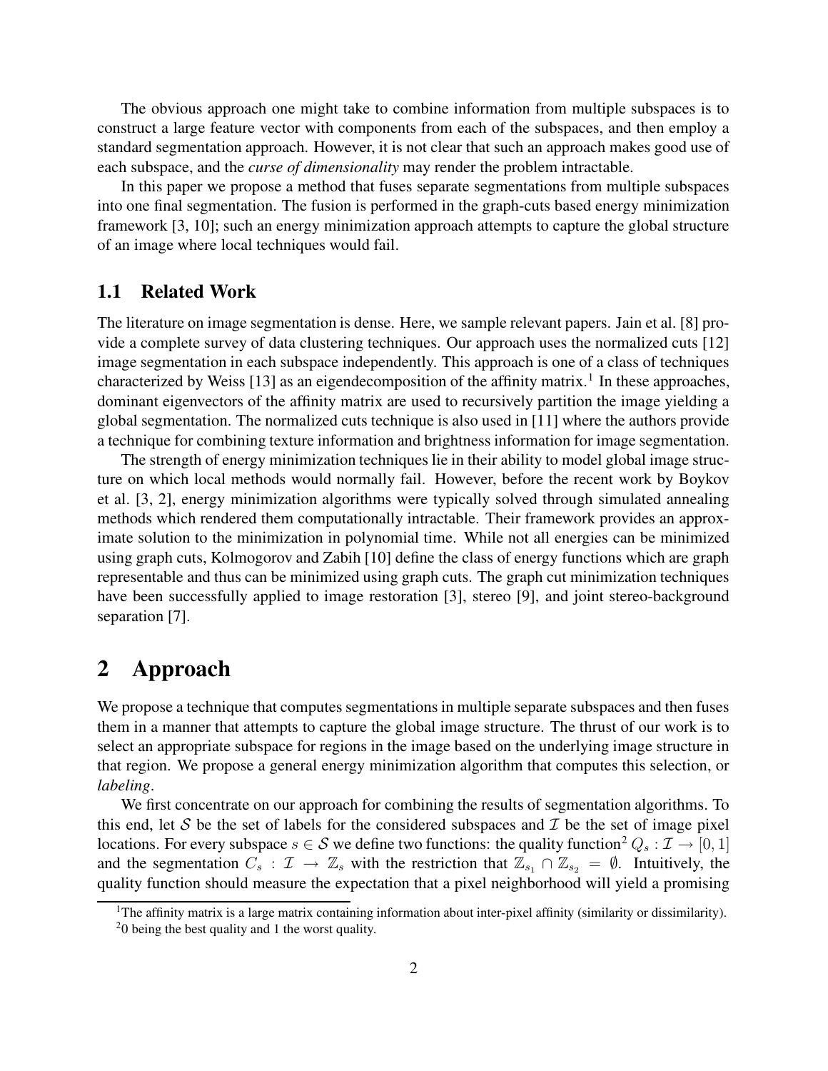The obvious approach one might take to combine information from multiple subspaces is to construct a large feature vector with components from each of the subspaces, and then employ a standard segmentation approach. However, it is not clear that such an approach makes good use of each subspace, and the *curse of dimensionality* may render the problem intractable.

In this paper we propose a method that fuses separate segmentations from multiple subspaces into one final segmentation. The fusion is performed in the graph-cuts based energy minimization framework [3, 10]; such an energy minimization approach attempts to capture the global structure of an image where local techniques would fail.

### 1.1 Related Work

The literature on image segmentation is dense. Here, we sample relevant papers. Jain et al. [8] provide a complete survey of data clustering techniques. Our approach uses the normalized cuts [12] image segmentation in each subspace independently. This approach is one of a class of techniques characterized by Weiss [13] as an eigendecomposition of the affinity matrix.[1] In these approaches, dominant eigenvectors of the affinity matrix are used to recursively partition the image yielding a global segmentation. The normalized cuts technique is also used in [11] where the authors provide a technique for combining texture information and brightness information for image segmentation.

The strength of energy minimization techniques lie in their ability to model global image structure on which local methods would normally fail. However, before the recent work by Boykov et al. [3, 2], energy minimization algorithms were typically solved through simulated annealing methods which rendered them computationally intractable. Their framework provides an approximate solution to the minimization in polynomial time. While not all energies can be minimized using graph cuts, Kolmogorov and Zabih [10] define the class of energy functions which are graph representable and thus can be minimized using graph cuts. The graph cut minimization techniques have been successfully applied to image restoration [3], stereo [9], and joint stereo-background separation [7].

## 2 Approach

We propose a technique that computes segmentations in multiple separate subspaces and then fuses them in a manner that attempts to capture the global image structure. The thrust of our work is to select an appropriate subspace for regions in the image based on the underlying image structure in that region. We propose a general energy minimization algorithm that computes this selection, or *labeling*.

We first concentrate on our approach for combining the results of segmentation algorithms. To this end, let $\mathcal{S}$ be the set of labels for the considered subspaces and $\mathcal{I}$ be the set of image pixel locations. For every subspace $s \in \mathcal{S}$ we define two functions: the quality function[2] $Q_s : \mathcal{I} \rightarrow [0, 1]$ and the segmentation $C_s : \mathcal{I} \rightarrow \mathbb{Z}_s$ with the restriction that $\mathbb{Z}_{s_1} \cap \mathbb{Z}_{s_2} = \emptyset$. Intuitively, the quality function should measure the expectation that a pixel neighborhood will yield a promising

[1] The affinity matrix is a large matrix containing information about inter-pixel affinity (similarity or dissimilarity).

[2] 0 being the best quality and 1 the worst quality.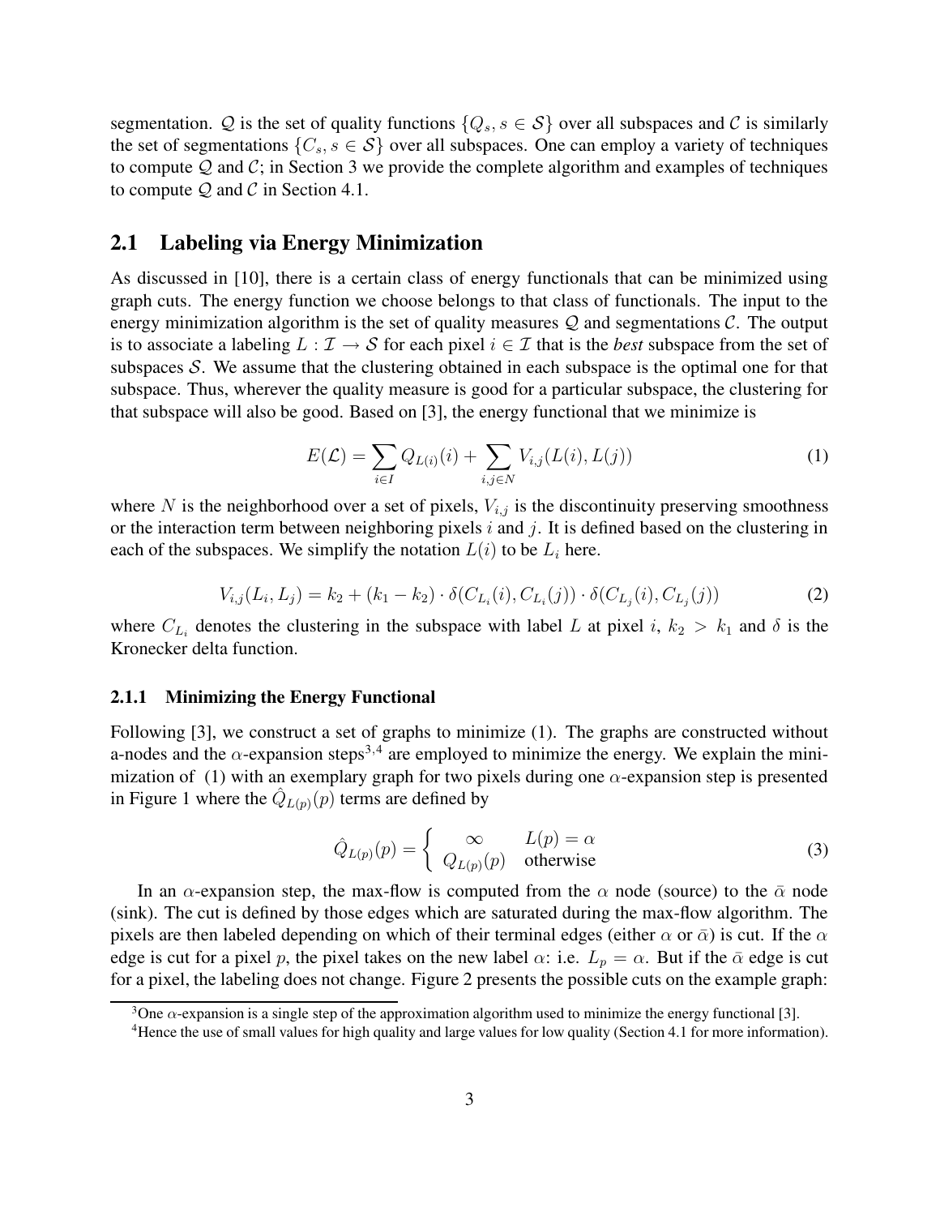segmentation. $\mathcal{Q}$ is the set of quality functions $\{Q_s, s \in \mathcal{S}\}$ over all subspaces and $\mathcal{C}$ is similarly the set of segmentations $\{C_s, s \in \mathcal{S}\}$ over all subspaces. One can employ a variety of techniques to compute $\mathcal{Q}$ and $\mathcal{C}$; in Section 3 we provide the complete algorithm and examples of techniques to compute $\mathcal{Q}$ and $\mathcal{C}$ in Section 4.1.

## 2.1 Labeling via Energy Minimization

As discussed in [10], there is a certain class of energy functionals that can be minimized using graph cuts. The energy function we choose belongs to that class of functionals. The input to the energy minimization algorithm is the set of quality measures $\mathcal{Q}$ and segmentations $\mathcal{C}$. The output is to associate a labeling $L : \mathcal{I} \rightarrow \mathcal{S}$ for each pixel $i \in \mathcal{I}$ that is the *best* subspace from the set of subspaces $\mathcal{S}$. We assume that the clustering obtained in each subspace is the optimal one for that subspace. Thus, wherever the quality measure is good for a particular subspace, the clustering for that subspace will also be good. Based on [3], the energy functional that we minimize is

$$E(\mathcal{L}) = \sum_{i \in I} Q_{L(i)}(i) + \sum_{i,j \in N} V_{i,j}(L(i), L(j)) \tag{1}$$

where $N$ is the neighborhood over a set of pixels, $V_{i,j}$ is the discontinuity preserving smoothness or the interaction term between neighboring pixels $i$ and $j$. It is defined based on the clustering in each of the subspaces. We simplify the notation $L(i)$ to be $L_i$ here.

$$V_{i,j}(L_i, L_j) = k_2 + (k_1 - k_2) \cdot \delta(C_{L_i}(i), C_{L_i}(j)) \cdot \delta(C_{L_j}(i), C_{L_j}(j)) \tag{2}$$

where $C_{L_i}$ denotes the clustering in the subspace with label $L$ at pixel $i$, $k_2 > k_1$ and $\delta$ is the Kronecker delta function.

### 2.1.1 Minimizing the Energy Functional

Following [3], we construct a set of graphs to minimize (1). The graphs are constructed without a-nodes and the $\alpha$-expansion steps[3,4] are employed to minimize the energy. We explain the minimization of (1) with an exemplary graph for two pixels during one $\alpha$-expansion step is presented in Figure 1 where the $\hat{Q}_{L(p)}(p)$ terms are defined by

$$\hat{Q}_{L(p)}(p) = \begin{cases} \infty & L(p) = \alpha \\ Q_{L(p)}(p) & \text{otherwise} \end{cases} \tag{3}$$

In an $\alpha$-expansion step, the max-flow is computed from the $\alpha$ node (source) to the $\bar{\alpha}$ node (sink). The cut is defined by those edges which are saturated during the max-flow algorithm. The pixels are then labeled depending on which of their terminal edges (either $\alpha$ or $\bar{\alpha}$) is cut. If the $\alpha$ edge is cut for a pixel $p$, the pixel takes on the new label $\alpha$: i.e. $L_p = \alpha$. But if the $\bar{\alpha}$ edge is cut for a pixel, the labeling does not change. Figure 2 presents the possible cuts on the example graph:

[3] One $\alpha$-expansion is a single step of the approximation algorithm used to minimize the energy functional [3].

[4] Hence the use of small values for high quality and large values for low quality (Section 4.1 for more information).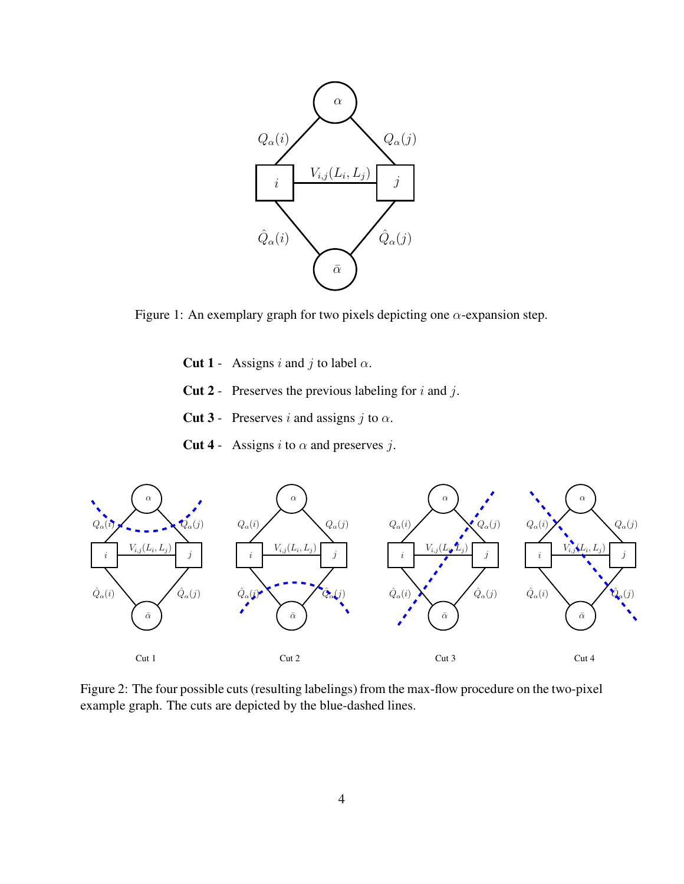Figure 1: An exemplary graph for two pixels depicting one $\alpha$-expansion step.

**Cut 1** - Assigns $i$ and $j$ to label $\alpha$.

**Cut 2** - Preserves the previous labeling for $i$ and $j$.

**Cut 3** - Preserves $i$ and assigns $j$ to $\alpha$.

**Cut 4** - Assigns $i$ to $\alpha$ and preserves $j$.

Figure 2: The four possible cuts (resulting labelings) from the max-flow procedure on the two-pixel example graph. The cuts are depicted by the blue-dashed lines.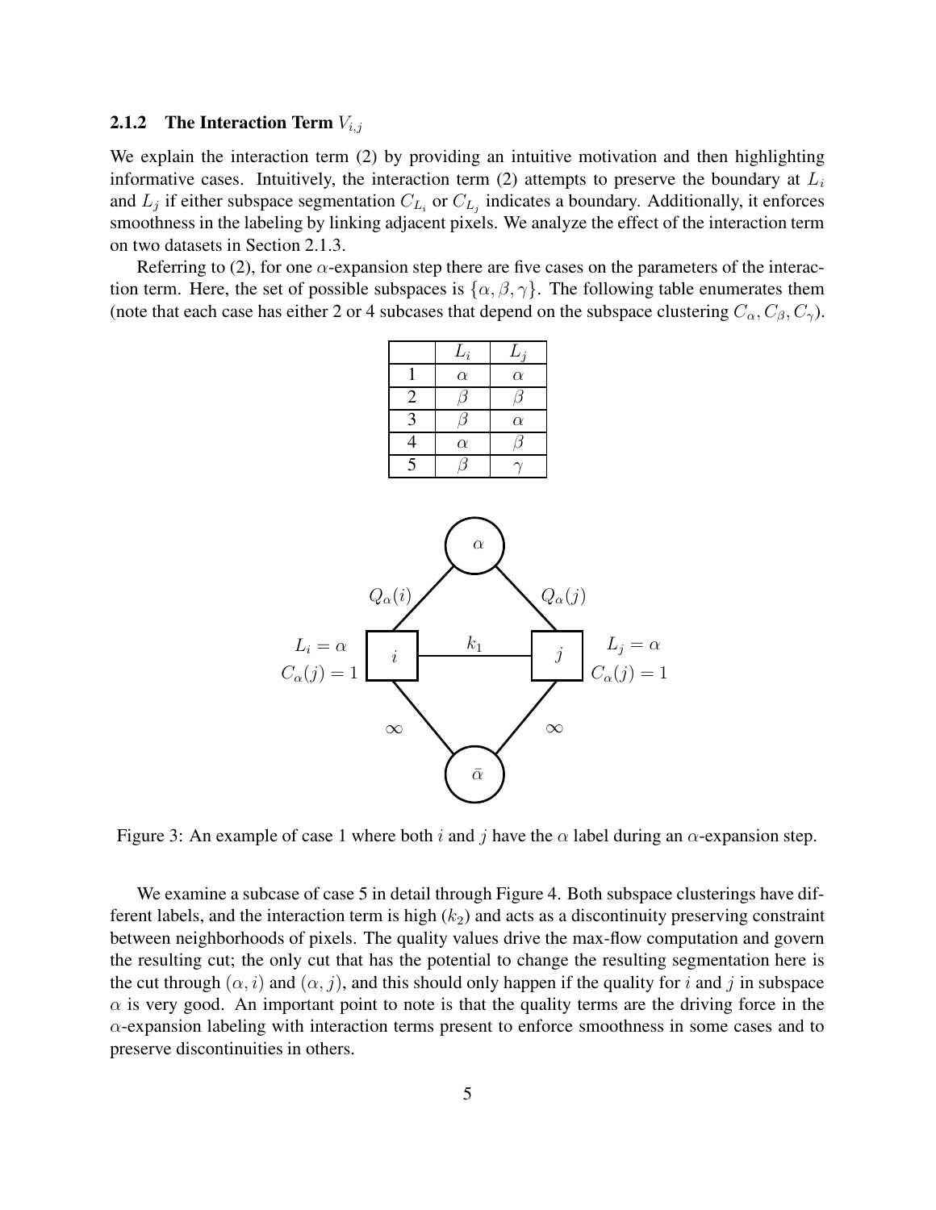### 2.1.2 The Interaction Term $V_{i,j}$

We explain the interaction term (2) by providing an intuitive motivation and then highlighting informative cases. Intuitively, the interaction term (2) attempts to preserve the boundary at $L_i$ and $L_j$ if either subspace segmentation $C_{L_i}$ or $C_{L_j}$ indicates a boundary. Additionally, it enforces smoothness in the labeling by linking adjacent pixels. We analyze the effect of the interaction term on two datasets in Section 2.1.3.

Referring to (2), for one $\alpha$-expansion step there are five cases on the parameters of the interaction term. Here, the set of possible subspaces is $\{\alpha, \beta, \gamma\}$. The following table enumerates them (note that each case has either 2 or 4 subcases that depend on the subspace clustering $C_\alpha, C_\beta, C_\gamma$).

| | $L_i$ | $L_j$ |
|---|---|---|
| 1 | $\alpha$ | $\alpha$ |
| 2 | $\beta$ | $\beta$ |
| 3 | $\beta$ | $\alpha$ |
| 4 | $\alpha$ | $\beta$ |
| 5 | $\beta$ | $\gamma$ |

Figure 3: An example of case 1 where both $i$ and $j$ have the $\alpha$ label during an $\alpha$-expansion step.

We examine a subcase of case 5 in detail through Figure 4. Both subspace clusterings have different labels, and the interaction term is high ($k_2$) and acts as a discontinuity preserving constraint between neighborhoods of pixels. The quality values drive the max-flow computation and govern the resulting cut; the only cut that has the potential to change the resulting segmentation here is the cut through $(\alpha, i)$ and $(\alpha, j)$, and this should only happen if the quality for $i$ and $j$ in subspace $\alpha$ is very good. An important point to note is that the quality terms are the driving force in the $\alpha$-expansion labeling with interaction terms present to enforce smoothness in some cases and to preserve discontinuities in others.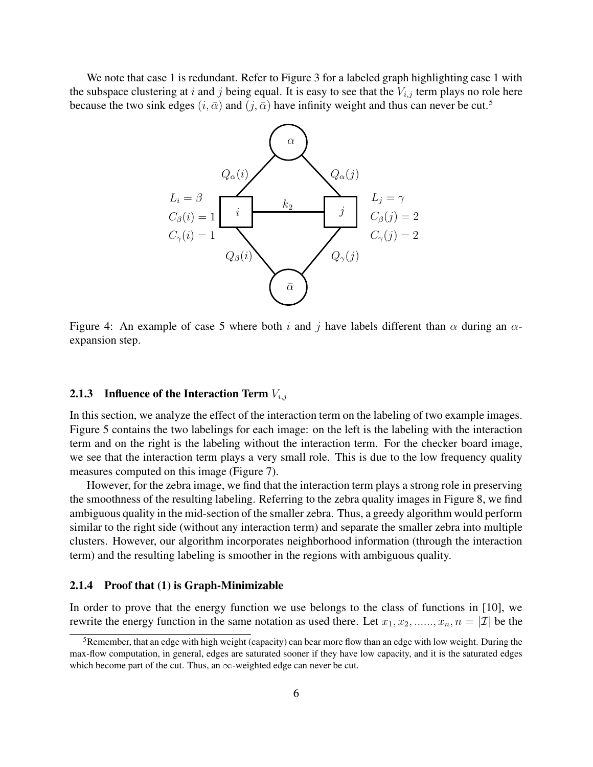We note that case 1 is redundant. Refer to Figure 3 for a labeled graph highlighting case 1 with the subspace clustering at $i$ and $j$ being equal. It is easy to see that the $V_{i,j}$ term plays no role here because the two sink edges $(i, \bar{\alpha})$ and $(j, \bar{\alpha})$ have infinity weight and thus can never be cut.[5]

Figure 4: An example of case 5 where both $i$ and $j$ have labels different than $\alpha$ during an $\alpha$-expansion step.

### 2.1.3 Influence of the Interaction Term $V_{i,j}$

In this section, we analyze the effect of the interaction term on the labeling of two example images. Figure 5 contains the two labelings for each image: on the left is the labeling with the interaction term and on the right is the labeling without the interaction term. For the checker board image, we see that the interaction term plays a very small role. This is due to the low frequency quality measures computed on this image (Figure 7).

However, for the zebra image, we find that the interaction term plays a strong role in preserving the smoothness of the resulting labeling. Referring to the zebra quality images in Figure 8, we find ambiguous quality in the mid-section of the smaller zebra. Thus, a greedy algorithm would perform similar to the right side (without any interaction term) and separate the smaller zebra into multiple clusters. However, our algorithm incorporates neighborhood information (through the interaction term) and the resulting labeling is smoother in the regions with ambiguous quality.

### 2.1.4 Proof that (1) is Graph-Minimizable

In order to prove that the energy function we use belongs to the class of functions in [10], we rewrite the energy function in the same notation as used there. Let $x_1, x_2, \ldots\ldots, x_n, n = |\mathcal{I}|$ be the

[5] Remember, that an edge with high weight (capacity) can bear more flow than an edge with low weight. During the max-flow computation, in general, edges are saturated sooner if they have low capacity, and it is the saturated edges which become part of the cut. Thus, an $\infty$-weighted edge can never be cut.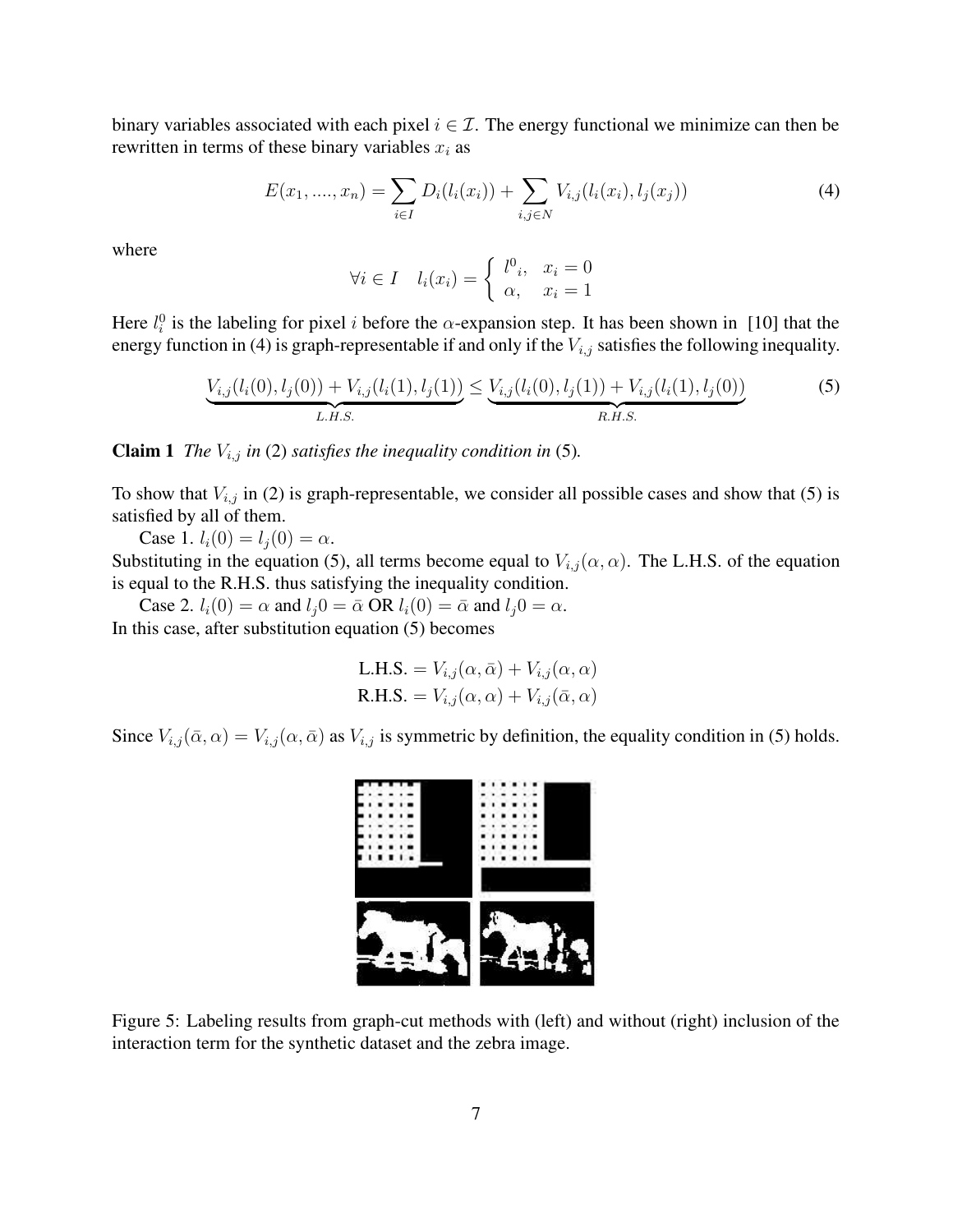binary variables associated with each pixel $i \in \mathcal{I}$. The energy functional we minimize can then be rewritten in terms of these binary variables $x_i$ as

$$E(x_1, ...., x_n) = \sum_{i \in I} D_i(l_i(x_i)) + \sum_{i,j \in N} V_{i,j}(l_i(x_i), l_j(x_j)) \tag{4}$$

where

$$\forall i \in I \quad l_i(x_i) = \begin{cases} l^0{}_i, & x_i = 0 \\ \alpha, & x_i = 1 \end{cases}$$

Here $l_i^0$ is the labeling for pixel $i$ before the $\alpha$-expansion step. It has been shown in [10] that the energy function in (4) is graph-representable if and only if the $V_{i,j}$ satisfies the following inequality.

$$\underbrace{V_{i,j}(l_i(0), l_j(0)) + V_{i,j}(l_i(1), l_j(1))}_{L.H.S.} \leq \underbrace{V_{i,j}(l_i(0), l_j(1)) + V_{i,j}(l_i(1), l_j(0))}_{R.H.S.} \tag{5}$$

**Claim 1** *The $V_{i,j}$ in* (2) *satisfies the inequality condition in* (5)*.*

To show that $V_{i,j}$ in (2) is graph-representable, we consider all possible cases and show that (5) is satisfied by all of them.

Case 1. $l_i(0) = l_j(0) = \alpha$.
Substituting in the equation (5), all terms become equal to $V_{i,j}(\alpha, \alpha)$. The L.H.S. of the equation is equal to the R.H.S. thus satisfying the inequality condition.

Case 2. $l_i(0) = \alpha$ and $l_j 0 = \bar{\alpha}$ OR $l_i(0) = \bar{\alpha}$ and $l_j 0 = \alpha$.
In this case, after substitution equation (5) becomes

$$\text{L.H.S.} = V_{i,j}(\alpha, \bar{\alpha}) + V_{i,j}(\alpha, \alpha)$$
$$\text{R.H.S.} = V_{i,j}(\alpha, \alpha) + V_{i,j}(\bar{\alpha}, \alpha)$$

Since $V_{i,j}(\bar{\alpha}, \alpha) = V_{i,j}(\alpha, \bar{\alpha})$ as $V_{i,j}$ is symmetric by definition, the equality condition in (5) holds.

Figure 5: Labeling results from graph-cut methods with (left) and without (right) inclusion of the interaction term for the synthetic dataset and the zebra image.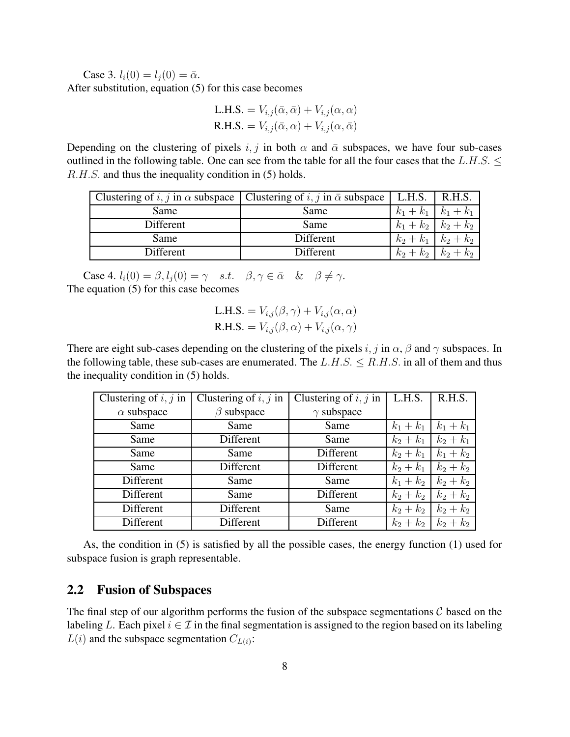Case 3. $l_i(0) = l_j(0) = \bar{\alpha}$.
After substitution, equation (5) for this case becomes

$$\text{L.H.S.} = V_{i,j}(\bar{\alpha}, \bar{\alpha}) + V_{i,j}(\alpha, \alpha)$$
$$\text{R.H.S.} = V_{i,j}(\bar{\alpha}, \alpha) + V_{i,j}(\alpha, \bar{\alpha})$$

Depending on the clustering of pixels $i, j$ in both $\alpha$ and $\bar{\alpha}$ subspaces, we have four sub-cases outlined in the following table. One can see from the table for all the four cases that the $L.H.S. \leq R.H.S.$ and thus the inequality condition in (5) holds.

| Clustering of $i, j$ in $\alpha$ subspace | Clustering of $i, j$ in $\bar{\alpha}$ subspace | L.H.S. | R.H.S. |
|---|---|---|---|
| Same | Same | $k_1 + k_1$ | $k_1 + k_1$ |
| Different | Same | $k_1 + k_2$ | $k_2 + k_2$ |
| Same | Different | $k_2 + k_1$ | $k_2 + k_2$ |
| Different | Different | $k_2 + k_2$ | $k_2 + k_2$ |

Case 4. $l_i(0) = \beta, l_j(0) = \gamma \quad s.t. \quad \beta, \gamma \in \bar{\alpha} \quad \& \quad \beta \neq \gamma$.
The equation (5) for this case becomes

$$\text{L.H.S.} = V_{i,j}(\beta, \gamma) + V_{i,j}(\alpha, \alpha)$$
$$\text{R.H.S.} = V_{i,j}(\beta, \alpha) + V_{i,j}(\alpha, \gamma)$$

There are eight sub-cases depending on the clustering of the pixels $i, j$ in $\alpha$, $\beta$ and $\gamma$ subspaces. In the following table, these sub-cases are enumerated. The $L.H.S. \leq R.H.S.$ in all of them and thus the inequality condition in (5) holds.

| Clustering of $i, j$ in $\alpha$ subspace | Clustering of $i, j$ in $\beta$ subspace | Clustering of $i, j$ in $\gamma$ subspace | L.H.S. | R.H.S. |
|---|---|---|---|---|
| Same | Same | Same | $k_1 + k_1$ | $k_1 + k_1$ |
| Same | Different | Same | $k_2 + k_1$ | $k_2 + k_1$ |
| Same | Same | Different | $k_2 + k_1$ | $k_1 + k_2$ |
| Same | Different | Different | $k_2 + k_1$ | $k_2 + k_2$ |
| Different | Same | Same | $k_1 + k_2$ | $k_2 + k_2$ |
| Different | Same | Different | $k_2 + k_2$ | $k_2 + k_2$ |
| Different | Different | Same | $k_2 + k_2$ | $k_2 + k_2$ |
| Different | Different | Different | $k_2 + k_2$ | $k_2 + k_2$ |

As, the condition in (5) is satisfied by all the possible cases, the energy function (1) used for subspace fusion is graph representable.

## 2.2 Fusion of Subspaces

The final step of our algorithm performs the fusion of the subspace segmentations $\mathcal{C}$ based on the labeling $L$. Each pixel $i \in \mathcal{I}$ in the final segmentation is assigned to the region based on its labeling $L(i)$ and the subspace segmentation $C_{L(i)}$: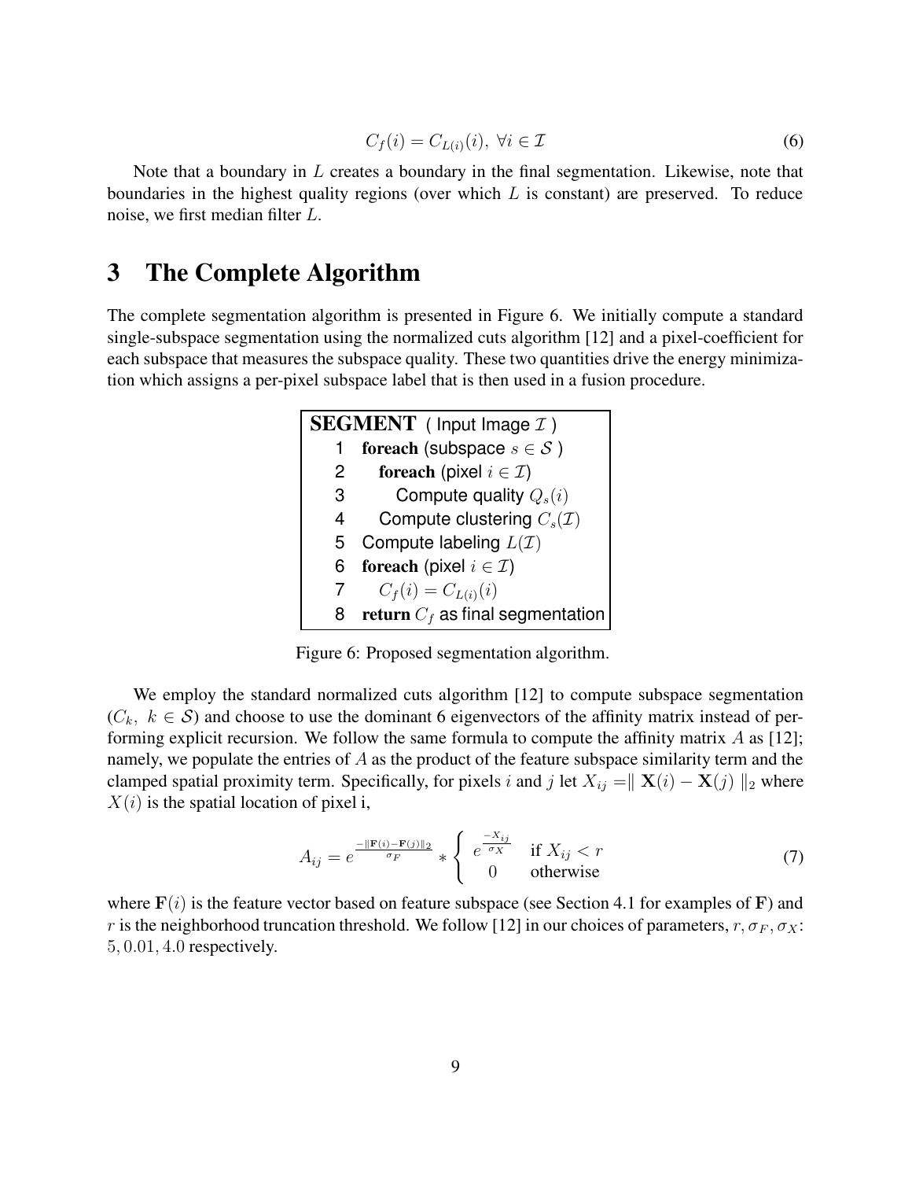$$C_f(i) = C_{L(i)}(i),\ \forall i \in \mathcal{I} \tag{6}$$

Note that a boundary in $L$ creates a boundary in the final segmentation. Likewise, note that boundaries in the highest quality regions (over which $L$ is constant) are preserved. To reduce noise, we first median filter $L$.

# 3 The Complete Algorithm

The complete segmentation algorithm is presented in Figure 6. We initially compute a standard single-subspace segmentation using the normalized cuts algorithm [12] and a pixel-coefficient for each subspace that measures the subspace quality. These two quantities drive the energy minimization which assigns a per-pixel subspace label that is then used in a fusion procedure.

```
SEGMENT ( Input Image I )
  1  foreach (subspace s ∈ S )
  2    foreach (pixel i ∈ I)
  3      Compute quality Q_s(i)
  4    Compute clustering C_s(I)
  5  Compute labeling L(I)
  6  foreach (pixel i ∈ I)
  7    C_f(i) = C_L(i)(i)
  8  return C_f as final segmentation
```

Figure 6: Proposed segmentation algorithm.

We employ the standard normalized cuts algorithm [12] to compute subspace segmentation ($C_k,\ k \in \mathcal{S}$) and choose to use the dominant 6 eigenvectors of the affinity matrix instead of performing explicit recursion. We follow the same formula to compute the affinity matrix $A$ as [12]; namely, we populate the entries of $A$ as the product of the feature subspace similarity term and the clamped spatial proximity term. Specifically, for pixels $i$ and $j$ let $X_{ij} = \parallel \mathbf{X}(i) - \mathbf{X}(j) \parallel_2$ where $X(i)$ is the spatial location of pixel i,

$$A_{ij} = e^{\frac{-\|\mathbf{F}(i)-\mathbf{F}(j)\|_2}{\sigma_F}} * \begin{cases} e^{\frac{-X_{ij}}{\sigma_X}} & \text{if } X_{ij} < r \\ 0 & \text{otherwise} \end{cases} \tag{7}$$

where $\mathbf{F}(i)$ is the feature vector based on feature subspace (see Section 4.1 for examples of $\mathbf{F}$) and $r$ is the neighborhood truncation threshold. We follow [12] in our choices of parameters, $r, \sigma_F, \sigma_X$: $5, 0.01, 4.0$ respectively.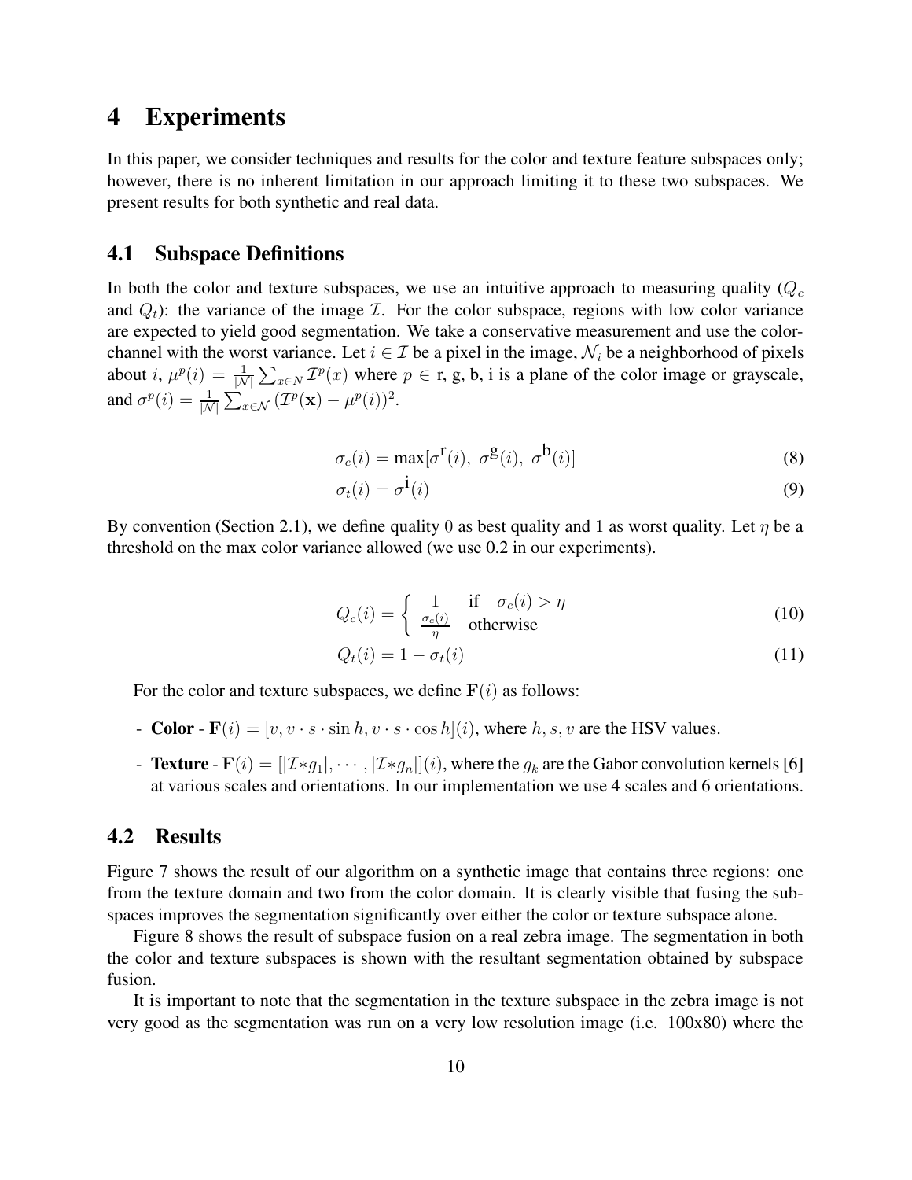# 4 Experiments

In this paper, we consider techniques and results for the color and texture feature subspaces only; however, there is no inherent limitation in our approach limiting it to these two subspaces. We present results for both synthetic and real data.

## 4.1 Subspace Definitions

In both the color and texture subspaces, we use an intuitive approach to measuring quality ($Q_c$ and $Q_t$): the variance of the image $\mathcal{I}$. For the color subspace, regions with low color variance are expected to yield good segmentation. We take a conservative measurement and use the color-channel with the worst variance. Let $i \in \mathcal{I}$ be a pixel in the image, $\mathcal{N}_i$ be a neighborhood of pixels about $i$, $\mu^p(i) = \frac{1}{|\mathcal{N}|} \sum_{x \in N} \mathcal{I}^p(x)$ where $p \in$ r, g, b, i is a plane of the color image or grayscale, and $\sigma^p(i) = \frac{1}{|\mathcal{N}|} \sum_{x \in \mathcal{N}} (\mathcal{I}^p(\mathbf{x}) - \mu^p(i))^2$.

$$\sigma_c(i) = \max[\sigma^{\mathbf{r}}(i),\ \sigma^{\mathbf{g}}(i),\ \sigma^{\mathbf{b}}(i)] \tag{8}$$

$$\sigma_t(i) = \sigma^{\mathbf{i}}(i) \tag{9}$$

By convention (Section 2.1), we define quality 0 as best quality and 1 as worst quality. Let $\eta$ be a threshold on the max color variance allowed (we use 0.2 in our experiments).

$$Q_c(i) = \begin{cases} 1 & \text{if} \quad \sigma_c(i) > \eta \\ \frac{\sigma_c(i)}{\eta} & \text{otherwise} \end{cases} \tag{10}$$

$$Q_t(i) = 1 - \sigma_t(i) \tag{11}$$

For the color and texture subspaces, we define $\mathbf{F}(i)$ as follows:

- **Color** - $\mathbf{F}(i) = [v, v \cdot s \cdot \sin h, v \cdot s \cdot \cos h](i)$, where $h, s, v$ are the HSV values.
- **Texture** - $\mathbf{F}(i) = [|\mathcal{I} * g_1|, \cdots, |\mathcal{I} * g_n|](i)$, where the $g_k$ are the Gabor convolution kernels [6] at various scales and orientations. In our implementation we use 4 scales and 6 orientations.

## 4.2 Results

Figure 7 shows the result of our algorithm on a synthetic image that contains three regions: one from the texture domain and two from the color domain. It is clearly visible that fusing the subspaces improves the segmentation significantly over either the color or texture subspace alone.

Figure 8 shows the result of subspace fusion on a real zebra image. The segmentation in both the color and texture subspaces is shown with the resultant segmentation obtained by subspace fusion.

It is important to note that the segmentation in the texture subspace in the zebra image is not very good as the segmentation was run on a very low resolution image (i.e. 100x80) where the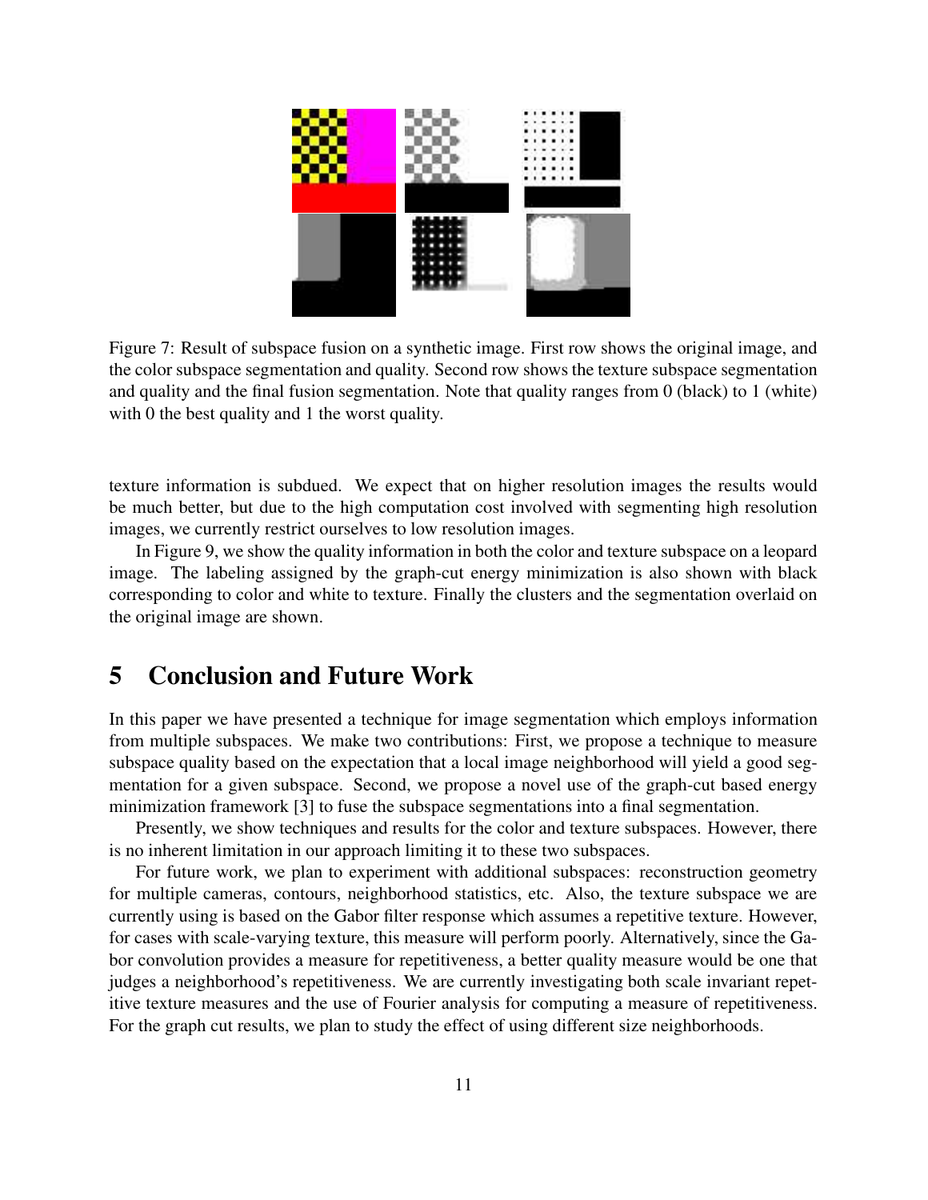Figure 7: Result of subspace fusion on a synthetic image. First row shows the original image, and the color subspace segmentation and quality. Second row shows the texture subspace segmentation and quality and the final fusion segmentation. Note that quality ranges from 0 (black) to 1 (white) with 0 the best quality and 1 the worst quality.

texture information is subdued. We expect that on higher resolution images the results would be much better, but due to the high computation cost involved with segmenting high resolution images, we currently restrict ourselves to low resolution images.

In Figure 9, we show the quality information in both the color and texture subspace on a leopard image. The labeling assigned by the graph-cut energy minimization is also shown with black corresponding to color and white to texture. Finally the clusters and the segmentation overlaid on the original image are shown.

# 5 Conclusion and Future Work

In this paper we have presented a technique for image segmentation which employs information from multiple subspaces. We make two contributions: First, we propose a technique to measure subspace quality based on the expectation that a local image neighborhood will yield a good segmentation for a given subspace. Second, we propose a novel use of the graph-cut based energy minimization framework [3] to fuse the subspace segmentations into a final segmentation.

Presently, we show techniques and results for the color and texture subspaces. However, there is no inherent limitation in our approach limiting it to these two subspaces.

For future work, we plan to experiment with additional subspaces: reconstruction geometry for multiple cameras, contours, neighborhood statistics, etc. Also, the texture subspace we are currently using is based on the Gabor filter response which assumes a repetitive texture. However, for cases with scale-varying texture, this measure will perform poorly. Alternatively, since the Gabor convolution provides a measure for repetitiveness, a better quality measure would be one that judges a neighborhood's repetitiveness. We are currently investigating both scale invariant repetitive texture measures and the use of Fourier analysis for computing a measure of repetitiveness. For the graph cut results, we plan to study the effect of using different size neighborhoods.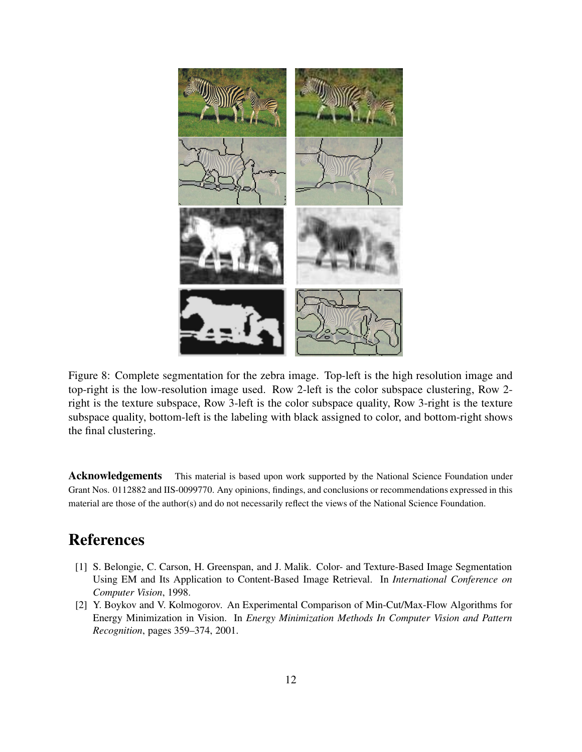Figure 8: Complete segmentation for the zebra image. Top-left is the high resolution image and top-right is the low-resolution image used. Row 2-left is the color subspace clustering, Row 2-right is the texture subspace, Row 3-left is the color subspace quality, Row 3-right is the texture subspace quality, bottom-left is the labeling with black assigned to color, and bottom-right shows the final clustering.

**Acknowledgements** This material is based upon work supported by the National Science Foundation under Grant Nos. 0112882 and IIS-0099770. Any opinions, findings, and conclusions or recommendations expressed in this material are those of the author(s) and do not necessarily reflect the views of the National Science Foundation.

## References

[1] S. Belongie, C. Carson, H. Greenspan, and J. Malik. Color- and Texture-Based Image Segmentation Using EM and Its Application to Content-Based Image Retrieval. In *International Conference on Computer Vision*, 1998.

[2] Y. Boykov and V. Kolmogorov. An Experimental Comparison of Min-Cut/Max-Flow Algorithms for Energy Minimization in Vision. In *Energy Minimization Methods In Computer Vision and Pattern Recognition*, pages 359–374, 2001.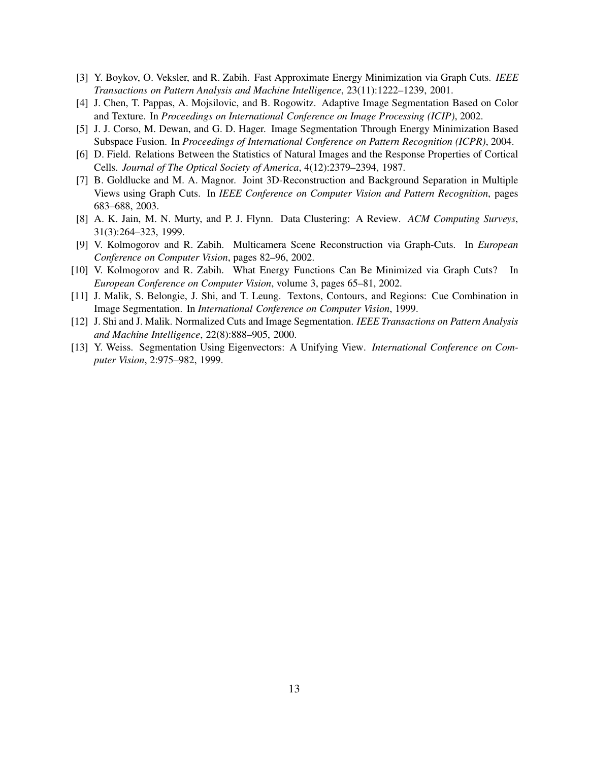[3] Y. Boykov, O. Veksler, and R. Zabih. Fast Approximate Energy Minimization via Graph Cuts. *IEEE Transactions on Pattern Analysis and Machine Intelligence*, 23(11):1222–1239, 2001.

[4] J. Chen, T. Pappas, A. Mojsilovic, and B. Rogowitz. Adaptive Image Segmentation Based on Color and Texture. In *Proceedings on International Conference on Image Processing (ICIP)*, 2002.

[5] J. J. Corso, M. Dewan, and G. D. Hager. Image Segmentation Through Energy Minimization Based Subspace Fusion. In *Proceedings of International Conference on Pattern Recognition (ICPR)*, 2004.

[6] D. Field. Relations Between the Statistics of Natural Images and the Response Properties of Cortical Cells. *Journal of The Optical Society of America*, 4(12):2379–2394, 1987.

[7] B. Goldlucke and M. A. Magnor. Joint 3D-Reconstruction and Background Separation in Multiple Views using Graph Cuts. In *IEEE Conference on Computer Vision and Pattern Recognition*, pages 683–688, 2003.

[8] A. K. Jain, M. N. Murty, and P. J. Flynn. Data Clustering: A Review. *ACM Computing Surveys*, 31(3):264–323, 1999.

[9] V. Kolmogorov and R. Zabih. Multicamera Scene Reconstruction via Graph-Cuts. In *European Conference on Computer Vision*, pages 82–96, 2002.

[10] V. Kolmogorov and R. Zabih. What Energy Functions Can Be Minimized via Graph Cuts? In *European Conference on Computer Vision*, volume 3, pages 65–81, 2002.

[11] J. Malik, S. Belongie, J. Shi, and T. Leung. Textons, Contours, and Regions: Cue Combination in Image Segmentation. In *International Conference on Computer Vision*, 1999.

[12] J. Shi and J. Malik. Normalized Cuts and Image Segmentation. *IEEE Transactions on Pattern Analysis and Machine Intelligence*, 22(8):888–905, 2000.

[13] Y. Weiss. Segmentation Using Eigenvectors: A Unifying View. *International Conference on Computer Vision*, 2:975–982, 1999.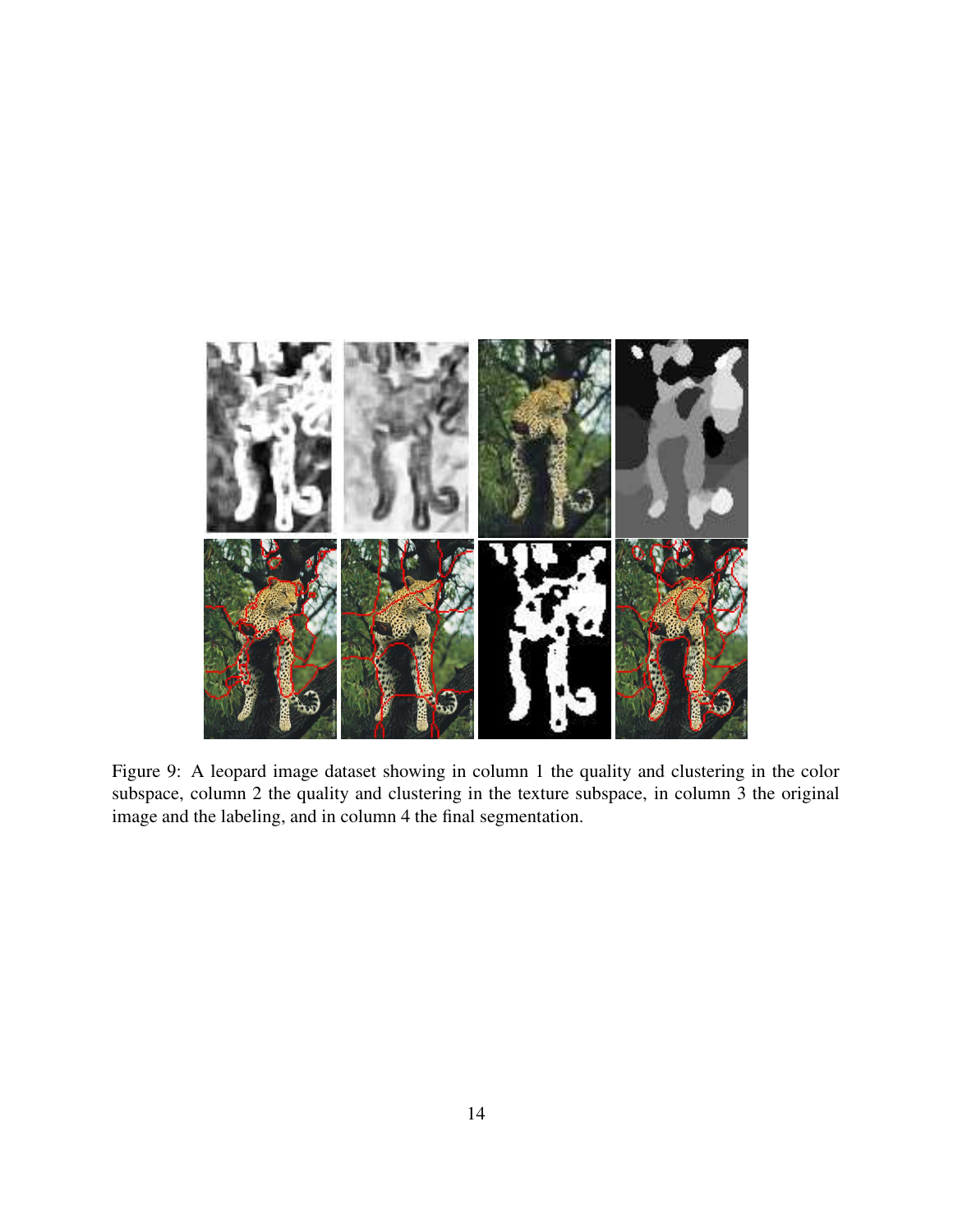Figure 9: A leopard image dataset showing in column 1 the quality and clustering in the color subspace, column 2 the quality and clustering in the texture subspace, in column 3 the original image and the labeling, and in column 4 the final segmentation.